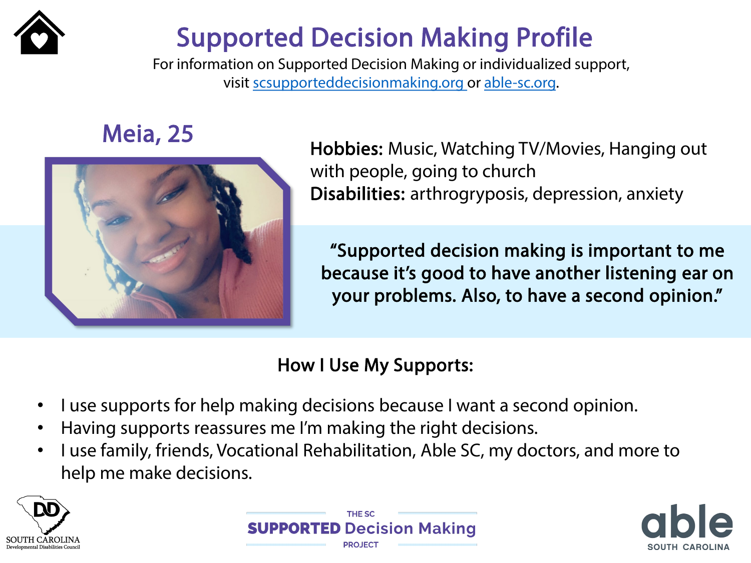# Supported Decision Making Profile

For information on Supported Decision Making or individualized support, visit scsupporteddecisionmaking.org or able-sc.org.

## Meia, 25

**Hobbies:** Music, Watching TV/Movies, Hanging out with people, going to church

**Disabilities:** arthrogryposis, depression, anxiety

**"Supported decision making is important to me because it's good to have another listening ear on your problems. Also, to have a second opinion."**

### How I Use My Supports:

- I use supports for help making decisions because I want a second opinion.
- Having supports reassures me I'm making the right decisions.
- I use family, friends, Vocational Rehabilitation, Able SC, my doctors, and more to help me make decisions.

SOUTH CAROLINA Developmental Disabilities Council

THE SC SUPPORTED Decision Making PROJECT

able SOUTH CAROLINA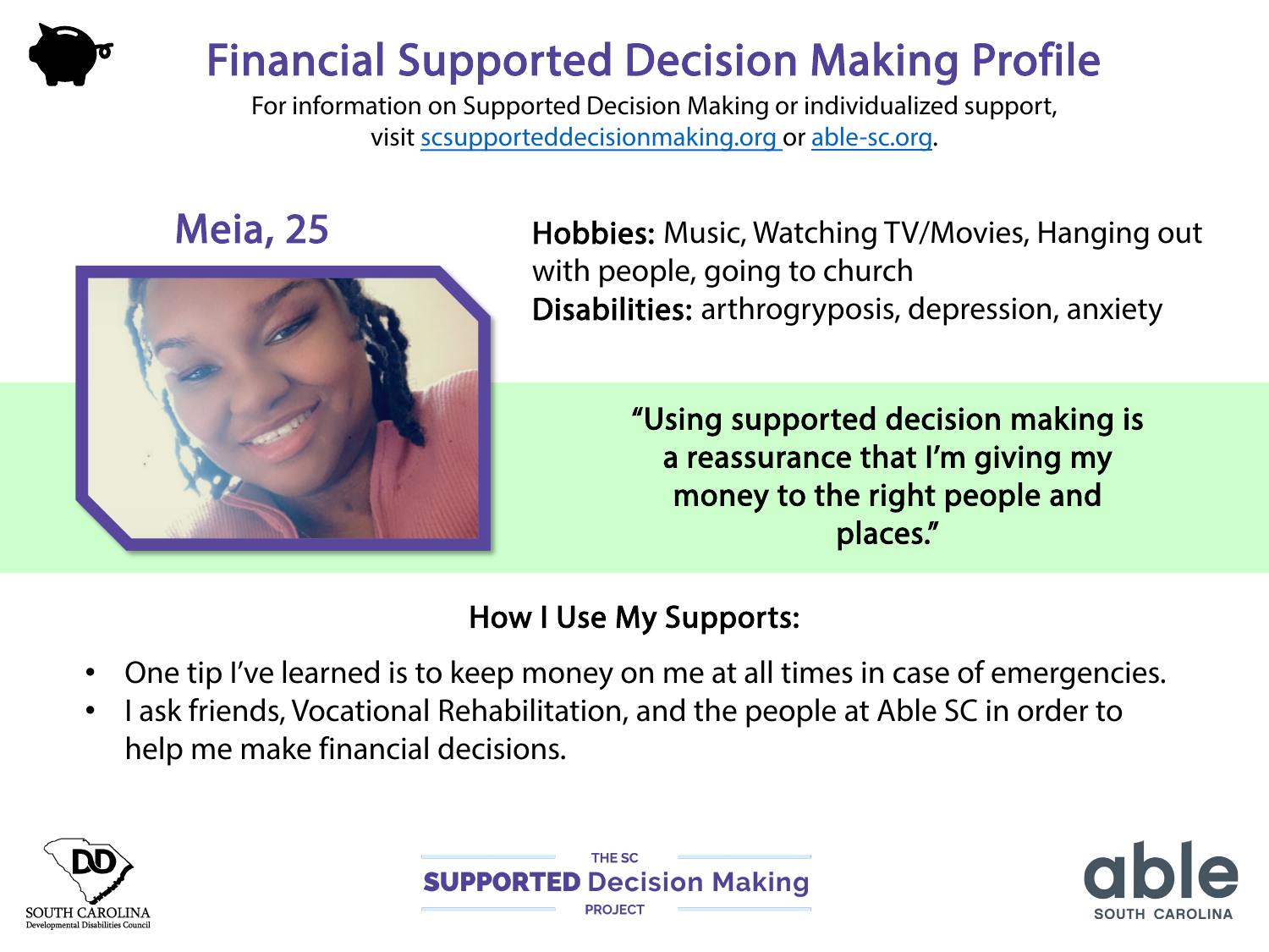# Financial Supported Decision Making Profile

For information on Supported Decision Making or individualized support, visit scsupporteddecisionmaking.org or able-sc.org.

## Meia, 25

**Hobbies:** Music, Watching TV/Movies, Hanging out with people, going to church

**Disabilities:** arthrogryposis, depression, anxiety

**"Using supported decision making is a reassurance that I'm giving my money to the right people and places."**

### How I Use My Supports:

- One tip I've learned is to keep money on me at all times in case of emergencies.
- I ask friends, Vocational Rehabilitation, and the people at Able SC in order to help me make financial decisions.

SOUTH CAROLINA Developmental Disabilities Council

THE SC SUPPORTED Decision Making PROJECT

able SOUTH CAROLINA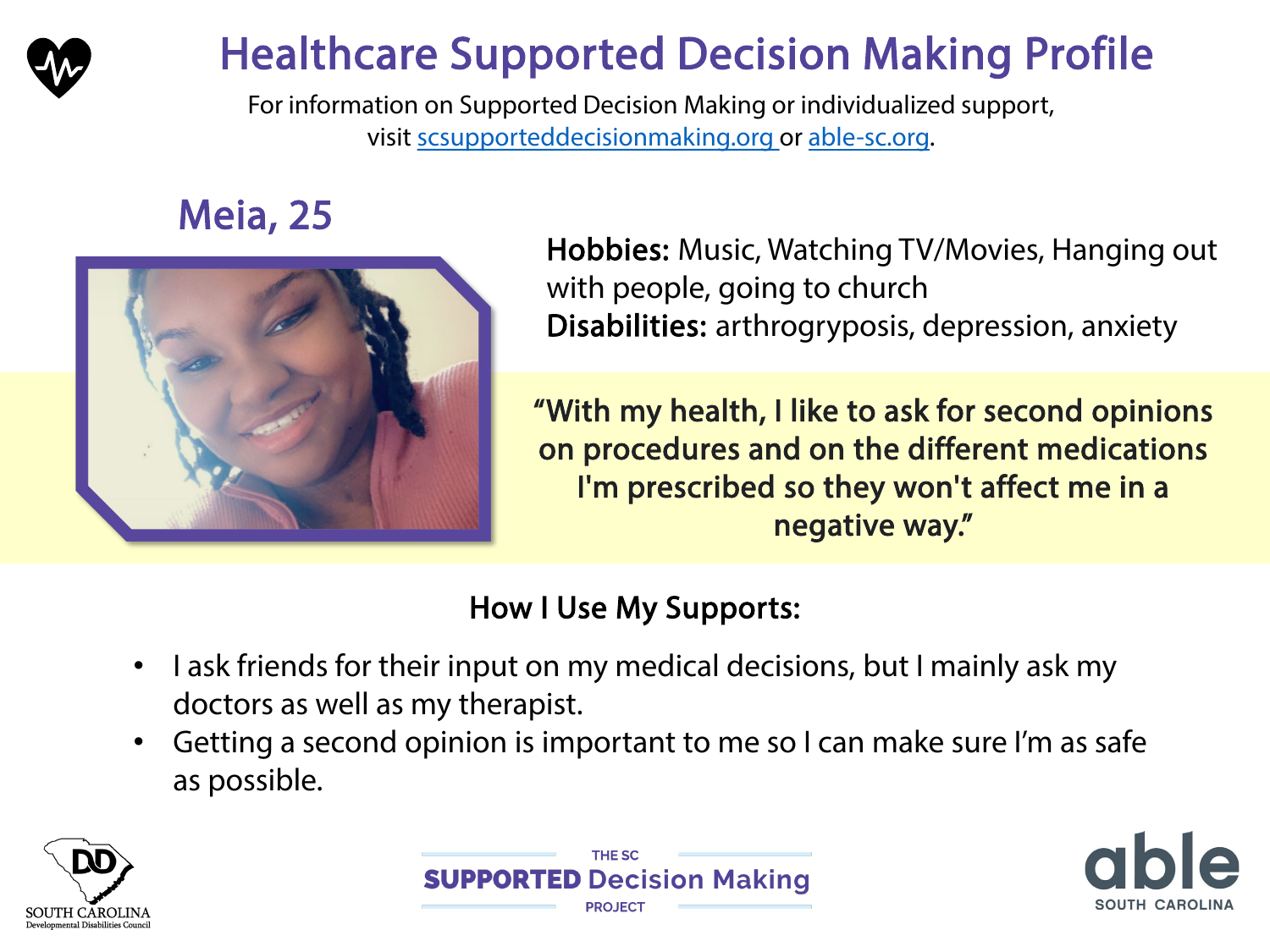# Healthcare Supported Decision Making Profile

For information on Supported Decision Making or individualized support, visit scsupporteddecisionmaking.org or able-sc.org.

## Meia, 25

**Hobbies:** Music, Watching TV/Movies, Hanging out with people, going to church

**Disabilities:** arthrogryposis, depression, anxiety

**"With my health, I like to ask for second opinions on procedures and on the different medications I'm prescribed so they won't affect me in a negative way."**

### How I Use My Supports:

- I ask friends for their input on my medical decisions, but I mainly ask my doctors as well as my therapist.
- Getting a second opinion is important to me so I can make sure I'm as safe as possible.

South Carolina Developmental Disabilities Council

THE SC SUPPORTED Decision Making PROJECT

able SOUTH CAROLINA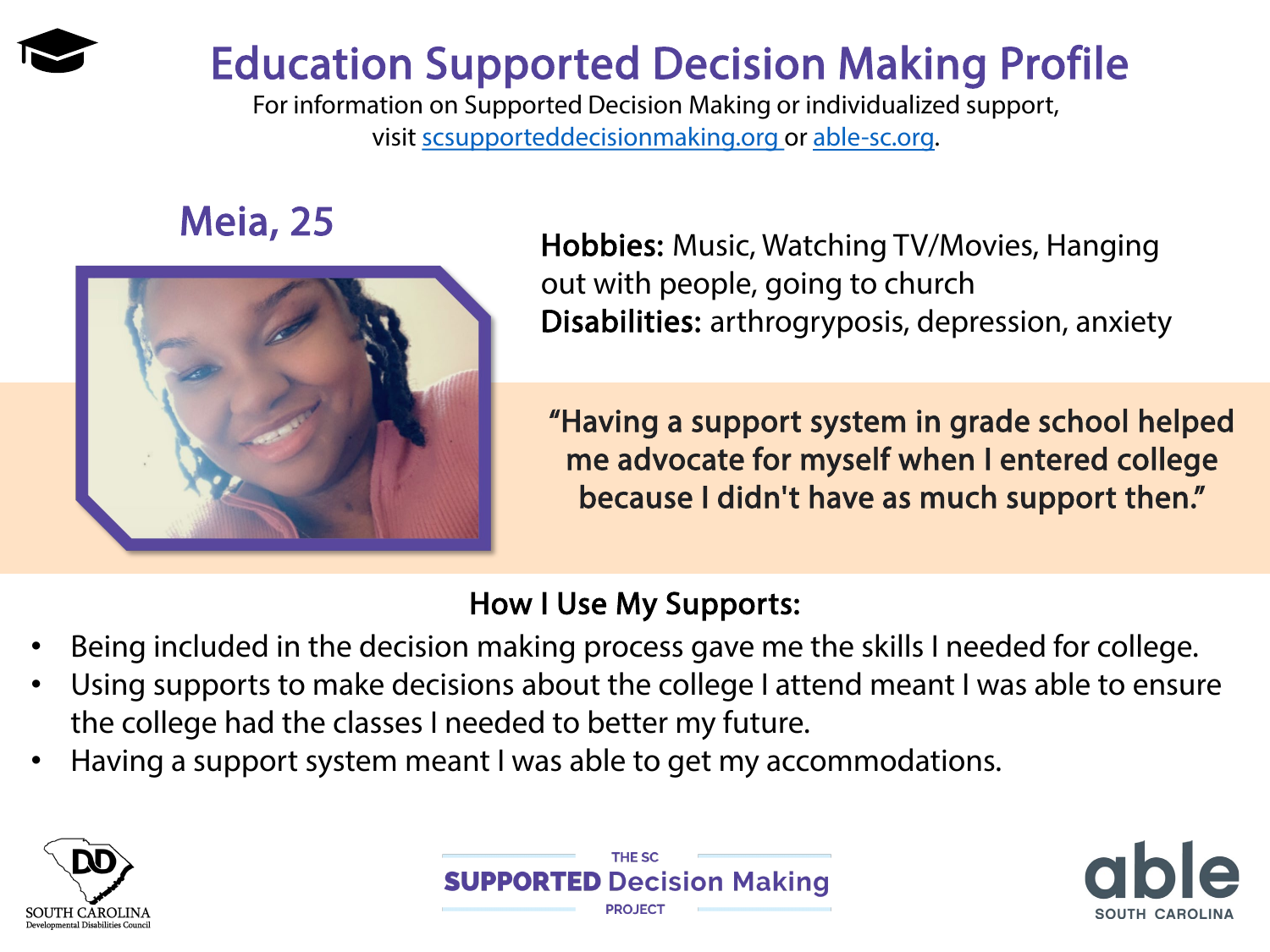# Education Supported Decision Making Profile

For information on Supported Decision Making or individualized support, visit scsupporteddecisionmaking.org or able-sc.org.

## Meia, 25

**Hobbies:** Music, Watching TV/Movies, Hanging out with people, going to church

**Disabilities:** arthrogryposis, depression, anxiety

> "Having a support system in grade school helped me advocate for myself when I entered college because I didn't have as much support then."

### How I Use My Supports:

- Being included in the decision making process gave me the skills I needed for college.
- Using supports to make decisions about the college I attend meant I was able to ensure the college had the classes I needed to better my future.
- Having a support system meant I was able to get my accommodations.

SOUTH CAROLINA Developmental Disabilities Council

THE SC SUPPORTED Decision Making PROJECT

able SOUTH CAROLINA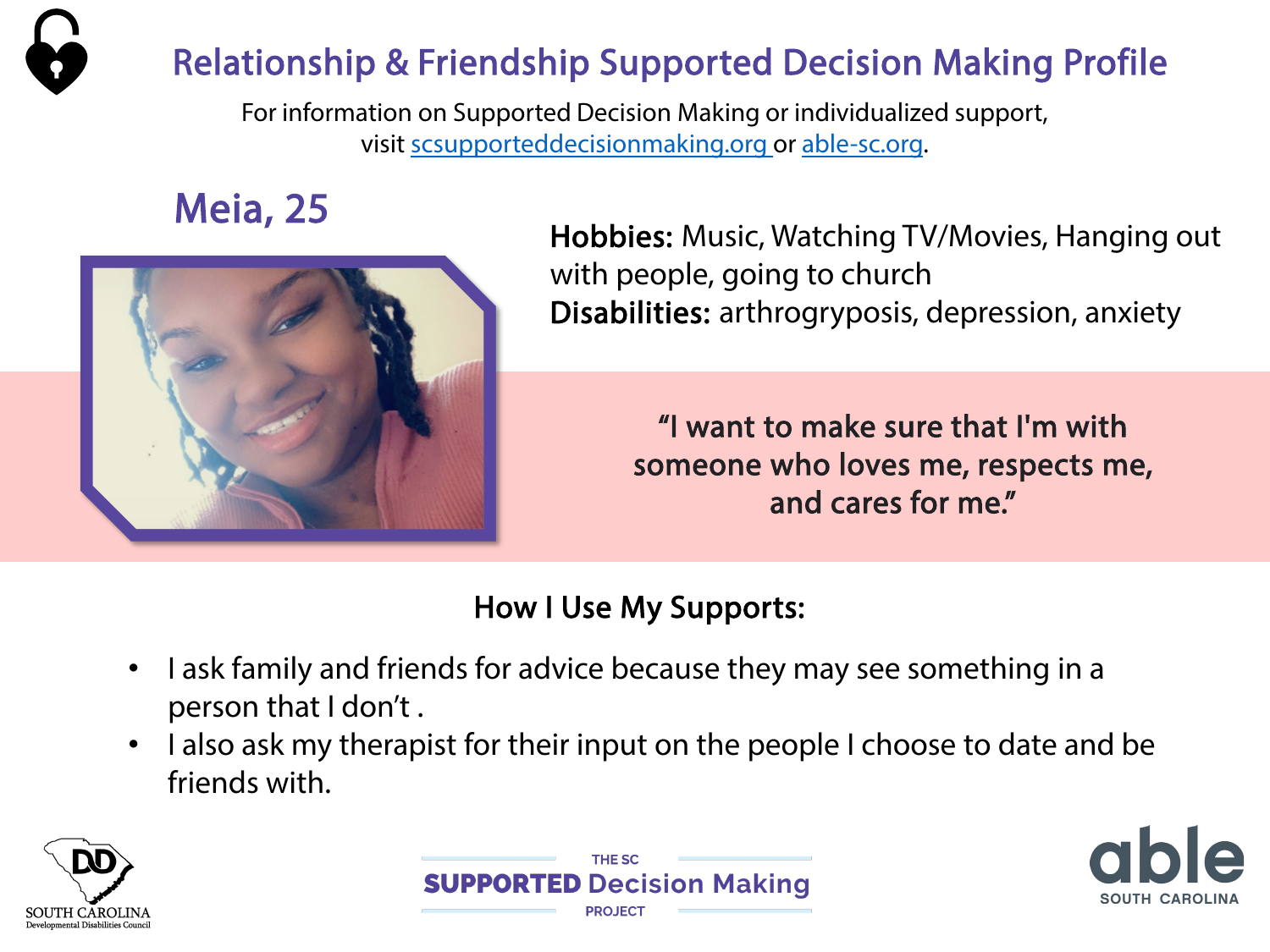# Relationship & Friendship Supported Decision Making Profile

For information on Supported Decision Making or individualized support, visit scsupporteddecisionmaking.org or able-sc.org.

## Meia, 25

**Hobbies:** Music, Watching TV/Movies, Hanging out with people, going to church

**Disabilities:** arthrogryposis, depression, anxiety

"I want to make sure that I'm with someone who loves me, respects me, and cares for me."

### How I Use My Supports:

- I ask family and friends for advice because they may see something in a person that I don't .
- I also ask my therapist for their input on the people I choose to date and be friends with.

SOUTH CAROLINA Developmental Disabilities Council

THE SC SUPPORTED Decision Making PROJECT

able SOUTH CAROLINA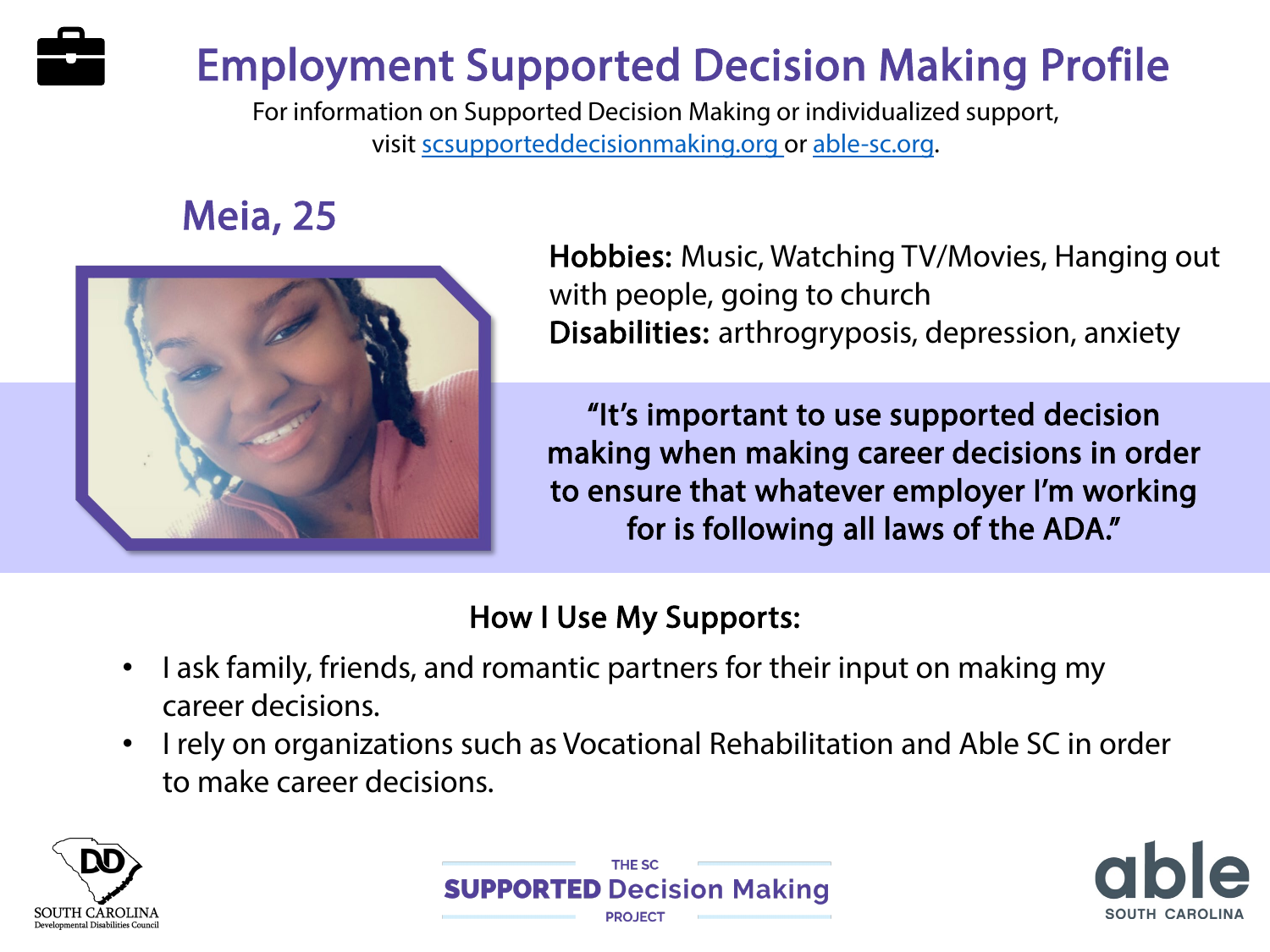# Employment Supported Decision Making Profile

For information on Supported Decision Making or individualized support, visit scsupporteddecisionmaking.org or able-sc.org.

## Meia, 25

**Hobbies:** Music, Watching TV/Movies, Hanging out with people, going to church

**Disabilities:** arthrogryposis, depression, anxiety

> **"It's important to use supported decision making when making career decisions in order to ensure that whatever employer I'm working for is following all laws of the ADA."**

### How I Use My Supports:

- I ask family, friends, and romantic partners for their input on making my career decisions.
- I rely on organizations such as Vocational Rehabilitation and Able SC in order to make career decisions.

SOUTH CAROLINA Developmental Disabilities Council

THE SC SUPPORTED Decision Making PROJECT

able SOUTH CAROLINA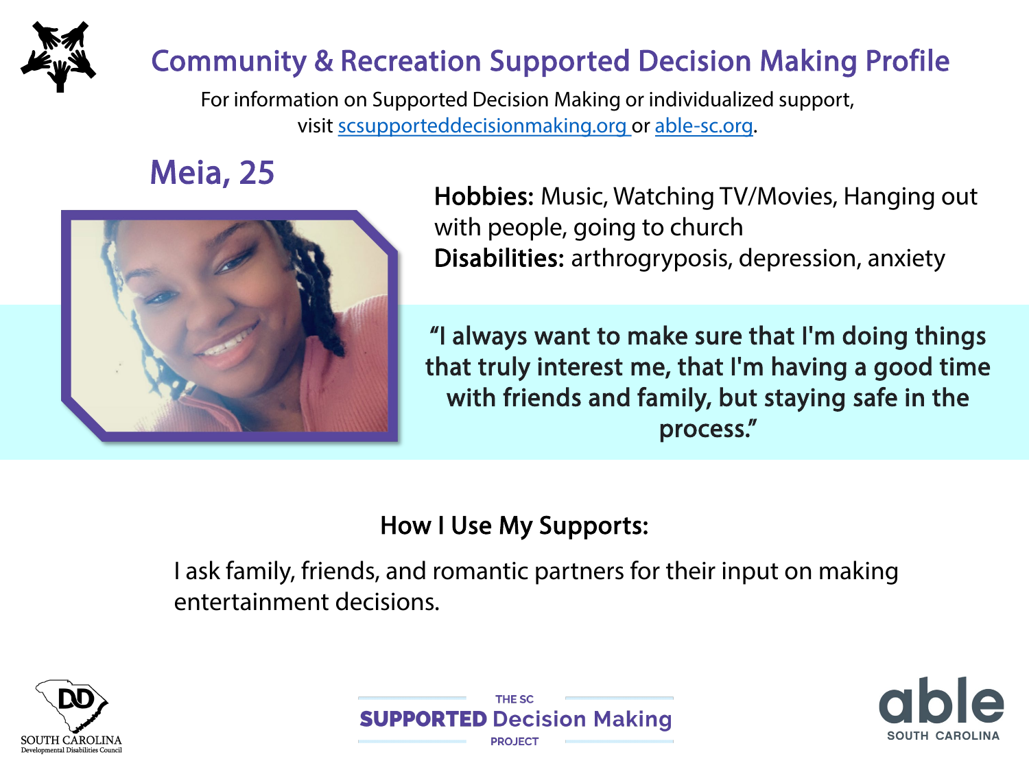# Community & Recreation Supported Decision Making Profile

For information on Supported Decision Making or individualized support, visit scsupporteddecisionmaking.org or able-sc.org.

## Meia, 25

**Hobbies:** Music, Watching TV/Movies, Hanging out with people, going to church
**Disabilities:** arthrogryposis, depression, anxiety

**"I always want to make sure that I'm doing things that truly interest me, that I'm having a good time with friends and family, but staying safe in the process."**

### How I Use My Supports:

I ask family, friends, and romantic partners for their input on making entertainment decisions.

SOUTH CAROLINA Developmental Disabilities Council

THE SC SUPPORTED Decision Making PROJECT

able SOUTH CAROLINA